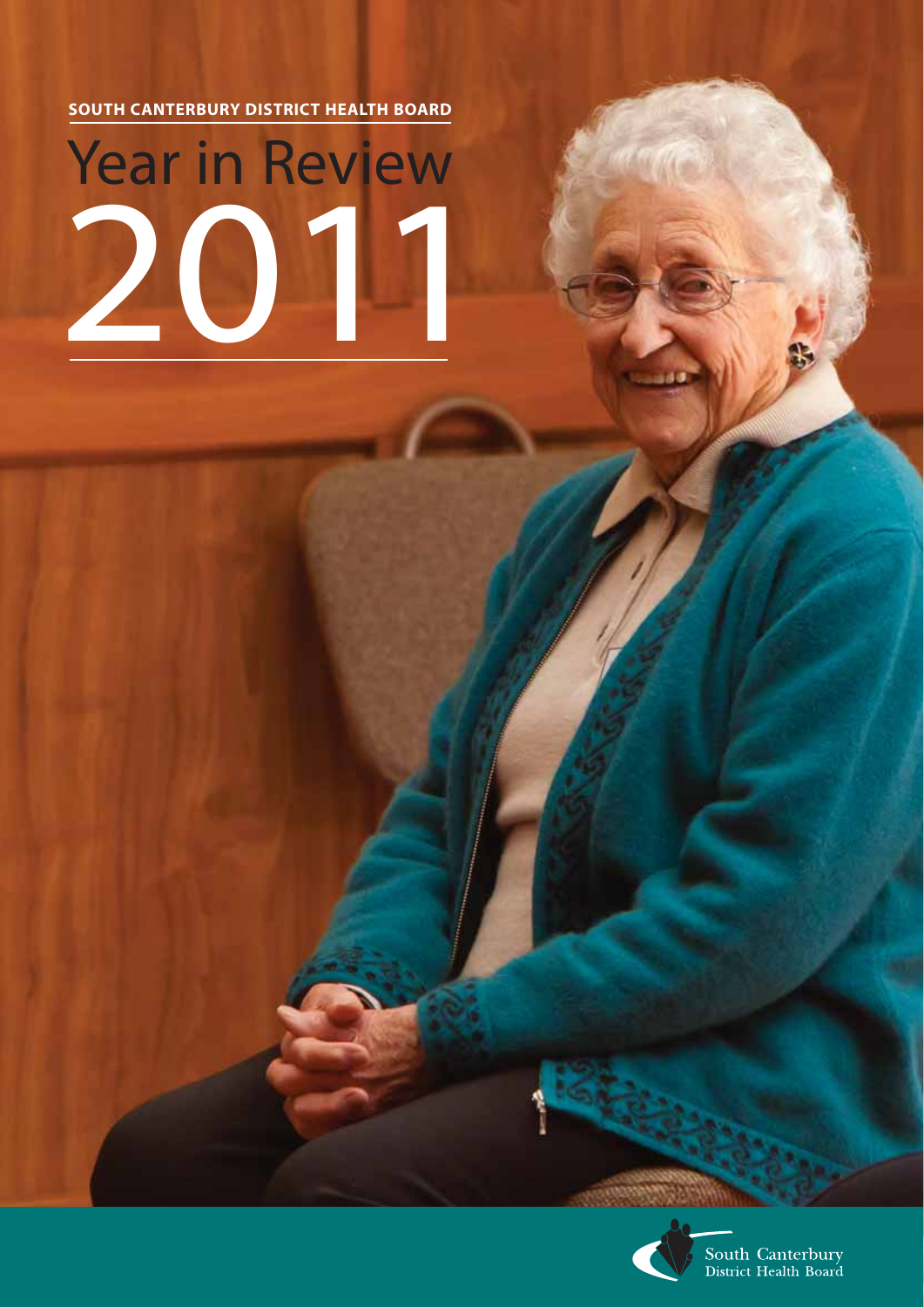**SOUTH CANTERBURY DISTRICT HEALTH BOARD**

# Year in Review 2011

South Canterbury District Health Board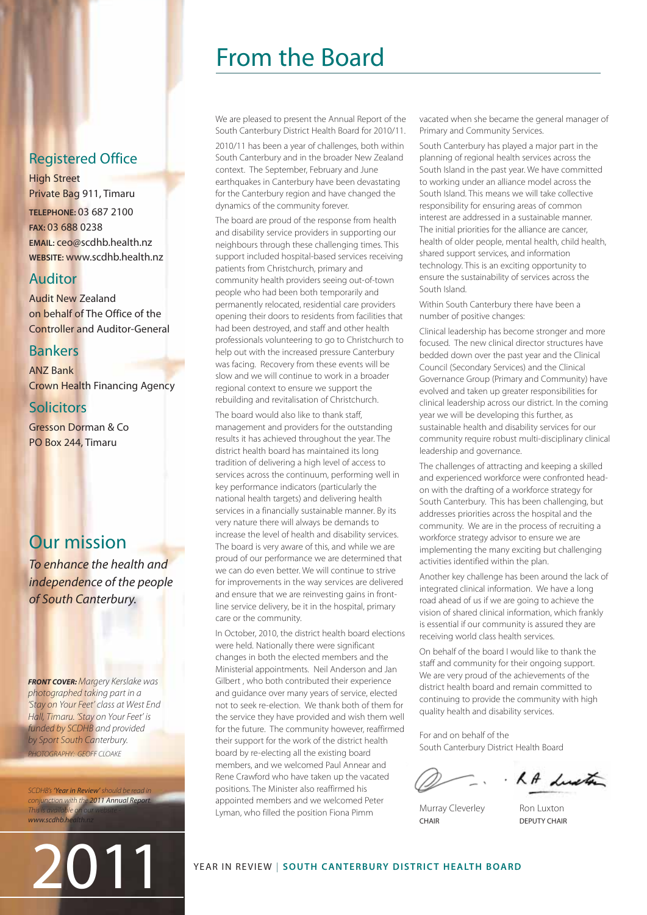# From the Board

We are pleased to present the Annual Report of the South Canterbury District Health Board for 2010/11.

2010/11 has been a year of challenges, both within South Canterbury and in the broader New Zealand context. The September, February and June earthquakes in Canterbury have been devastating for the Canterbury region and have changed the dynamics of the community forever.

The board are proud of the response from health and disability service providers in supporting our neighbours through these challenging times. This support included hospital-based services receiving patients from Christchurch, primary and community health providers seeing out-of-town people who had been both temporarily and permanently relocated, residential care providers opening their doors to residents from facilities that had been destroyed, and staff and other health professionals volunteering to go to Christchurch to help out with the increased pressure Canterbury was facing. Recovery from these events will be slow and we will continue to work in a broader regional context to ensure we support the rebuilding and revitalisation of Christchurch.

The board would also like to thank staff, management and providers for the outstanding results it has achieved throughout the year. The district health board has maintained its long tradition of delivering a high level of access to services across the continuum, performing well in key performance indicators (particularly the national health targets) and delivering health services in a financially sustainable manner. By its very nature there will always be demands to increase the level of health and disability services. The board is very aware of this, and while we are proud of our performance we are determined that we can do even better. We will continue to strive for improvements in the way services are delivered and ensure that we are reinvesting gains in front-line service delivery, be it in the hospital, primary care or the community.

In October, 2010, the district health board elections were held. Nationally there were significant changes in both the elected members and the Ministerial appointments. Neil Anderson and Jan Gilbert , who both contributed their experience and guidance over many years of service, elected not to seek re-election. We thank both of them for the service they have provided and wish them well for the future. The community however, reaffirmed their support for the work of the district health board by re-electing all the existing board members, and we welcomed Paul Annear and Rene Crawford who have taken up the vacated positions. The Minister also reaffirmed his appointed members and we welcomed Peter Lyman, who filled the position Fiona Pimm vacated when she became the general manager of Primary and Community Services.

South Canterbury has played a major part in the planning of regional health services across the South Island in the past year. We have committed to working under an alliance model across the South Island. This means we will take collective responsibility for ensuring areas of common interest are addressed in a sustainable manner. The initial priorities for the alliance are cancer, health of older people, mental health, child health, shared support services, and information technology. This is an exciting opportunity to ensure the sustainability of services across the South Island.

Within South Canterbury there have been a number of positive changes:

Clinical leadership has become stronger and more focused. The new clinical director structures have bedded down over the past year and the Clinical Council (Secondary Services) and the Clinical Governance Group (Primary and Community) have evolved and taken up greater responsibilities for clinical leadership across our district. In the coming year we will be developing this further, as sustainable health and disability services for our community require robust multi-disciplinary clinical leadership and governance.

The challenges of attracting and keeping a skilled and experienced workforce were confronted head-on with the drafting of a workforce strategy for South Canterbury. This has been challenging, but addresses priorities across the hospital and the community. We are in the process of recruiting a workforce strategy advisor to ensure we are implementing the many exciting but challenging activities identified within the plan.

Another key challenge has been around the lack of integrated clinical information. We have a long road ahead of us if we are going to achieve the vision of shared clinical information, which frankly is essential if our community is assured they are receiving world class health services.

On behalf of the board I would like to thank the staff and community for their ongoing support. We are very proud of the achievements of the district health board and remain committed to continuing to provide the community with high quality health and disability services.

For and on behalf of the
South Canterbury District Health Board

Murray Cleverley
CHAIR

Ron Luxton
DEPUTY CHAIR

## Registered Office

High Street
Private Bag 911, Timaru

**TELEPHONE:** 03 687 2100
**FAX:** 03 688 0238
**EMAIL:** ceo@scdhb.health.nz
**WEBSITE:** www.scdhb.health.nz

## Auditor

Audit New Zealand
on behalf of The Office of the Controller and Auditor-General

## Bankers

ANZ Bank
Crown Health Financing Agency

## Solicitors

Gresson Dorman & Co
PO Box 244, Timaru

## Our mission

*To enhance the health and independence of the people of South Canterbury.*

***FRONT COVER:*** *Margery Kerslake was photographed taking part in a 'Stay on Your Feet' class at West End Hall, Timaru. 'Stay on Your Feet' is funded by SCDHB and provided by Sport South Canterbury.*

*PHOTOGRAPHY: GEOFF CLOAKE*

*SCDHB's **'Year in Review'** should be read in conjunction with the **2011 Annual Report**. This is available on our website – **www.scdhb.health.nz***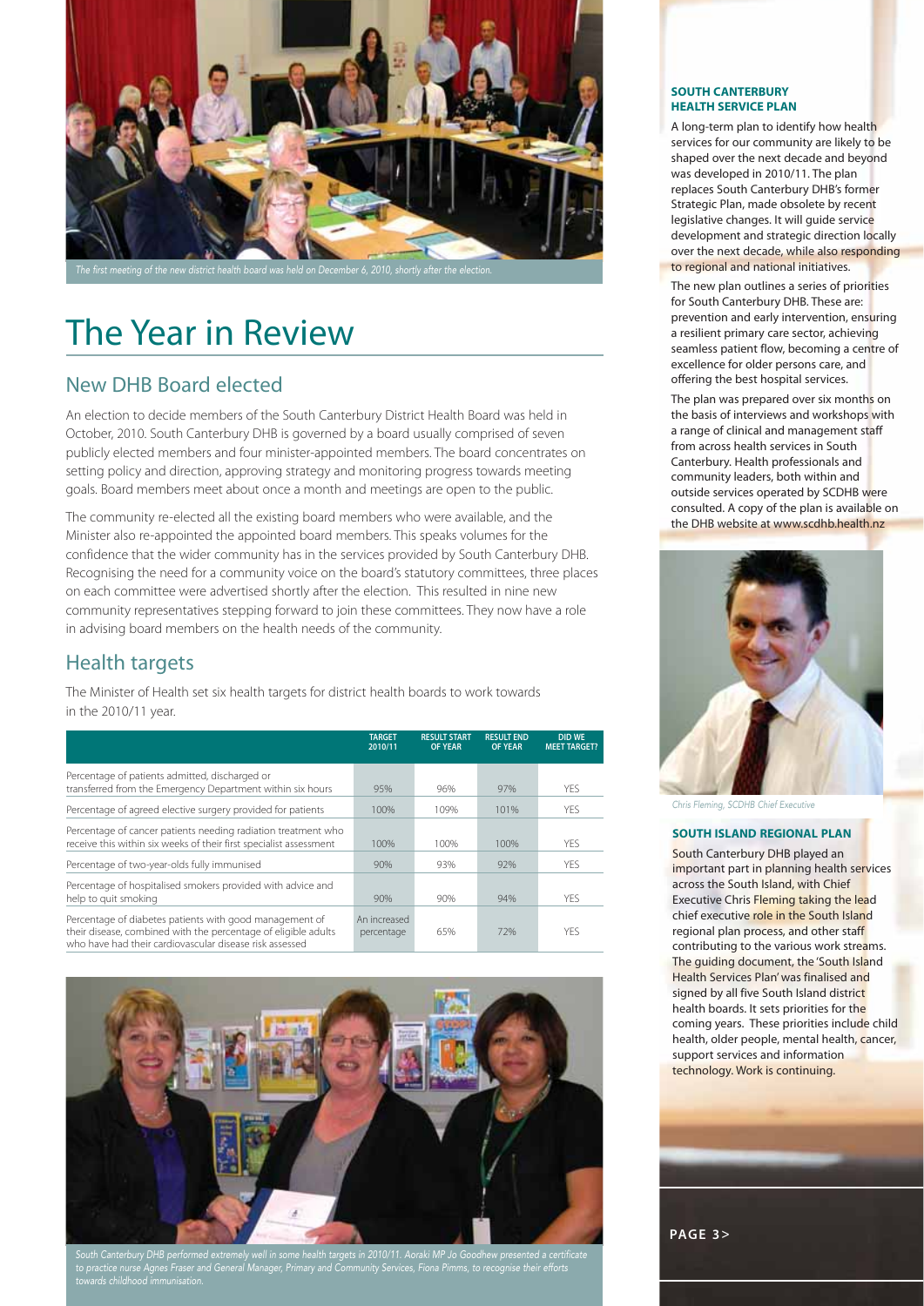*The first meeting of the new district health board was held on December 6, 2010, shortly after the election.*

# The Year in Review

## New DHB Board elected

An election to decide members of the South Canterbury District Health Board was held in October, 2010. South Canterbury DHB is governed by a board usually comprised of seven publicly elected members and four minister-appointed members. The board concentrates on setting policy and direction, approving strategy and monitoring progress towards meeting goals. Board members meet about once a month and meetings are open to the public.

The community re-elected all the existing board members who were available, and the Minister also re-appointed the appointed board members. This speaks volumes for the confidence that the wider community has in the services provided by South Canterbury DHB. Recognising the need for a community voice on the board's statutory committees, three places on each committee were advertised shortly after the election. This resulted in nine new community representatives stepping forward to join these committees. They now have a role in advising board members on the health needs of the community.

## Health targets

The Minister of Health set six health targets for district health boards to work towards in the 2010/11 year.

| | TARGET 2010/11 | RESULT START OF YEAR | RESULT END OF YEAR | DID WE MEET TARGET? |
|---|---|---|---|---|
| Percentage of patients admitted, discharged or transferred from the Emergency Department within six hours | 95% | 96% | 97% | YES |
| Percentage of agreed elective surgery provided for patients | 100% | 109% | 101% | YES |
| Percentage of cancer patients needing radiation treatment who receive this within six weeks of their first specialist assessment | 100% | 100% | 100% | YES |
| Percentage of two-year-olds fully immunised | 90% | 93% | 92% | YES |
| Percentage of hospitalised smokers provided with advice and help to quit smoking | 90% | 90% | 94% | YES |
| Percentage of diabetes patients with good management of their disease, combined with the percentage of eligible adults who have had their cardiovascular disease risk assessed | An increased percentage | 65% | 72% | YES |

*South Canterbury DHB performed extremely well in some health targets in 2010/11. Aoraki MP Jo Goodhew presented a certificate to practice nurse Agnes Fraser and General Manager, Primary and Community Services, Fiona Pimms, to recognise their efforts towards childhood immunisation.*

### SOUTH CANTERBURY HEALTH SERVICE PLAN

A long-term plan to identify how health services for our community are likely to be shaped over the next decade and beyond was developed in 2010/11. The plan replaces South Canterbury DHB's former Strategic Plan, made obsolete by recent legislative changes. It will guide service development and strategic direction locally over the next decade, while also responding to regional and national initiatives.

The new plan outlines a series of priorities for South Canterbury DHB. These are: prevention and early intervention, ensuring a resilient primary care sector, achieving seamless patient flow, becoming a centre of excellence for older persons care, and offering the best hospital services.

The plan was prepared over six months on the basis of interviews and workshops with a range of clinical and management staff from across health services in South Canterbury. Health professionals and community leaders, both within and outside services operated by SCDHB were consulted. A copy of the plan is available on the DHB website at www.scdhb.health.nz

*Chris Fleming, SCDHB Chief Executive*

### SOUTH ISLAND REGIONAL PLAN

South Canterbury DHB played an important part in planning health services across the South Island, with Chief Executive Chris Fleming taking the lead chief executive role in the South Island regional plan process, and other staff contributing to the various work streams. The guiding document, the 'South Island Health Services Plan' was finalised and signed by all five South Island district health boards. It sets priorities for the coming years. These priorities include child health, older people, mental health, cancer, support services and information technology. Work is continuing.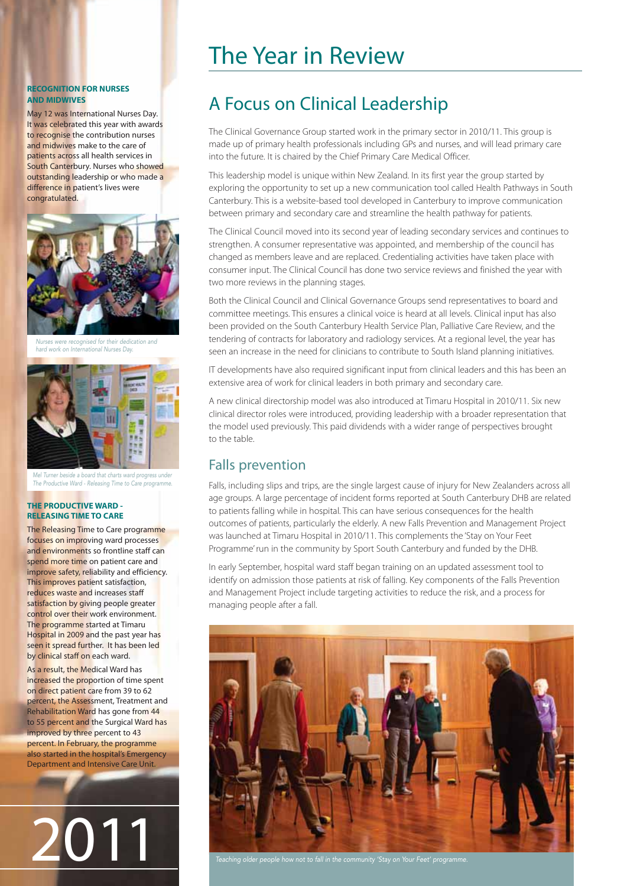# The Year in Review

## A Focus on Clinical Leadership

The Clinical Governance Group started work in the primary sector in 2010/11. This group is made up of primary health professionals including GPs and nurses, and will lead primary care into the future. It is chaired by the Chief Primary Care Medical Officer.

This leadership model is unique within New Zealand. In its first year the group started by exploring the opportunity to set up a new communication tool called Health Pathways in South Canterbury. This is a website-based tool developed in Canterbury to improve communication between primary and secondary care and streamline the health pathway for patients.

The Clinical Council moved into its second year of leading secondary services and continues to strengthen. A consumer representative was appointed, and membership of the council has changed as members leave and are replaced. Credentialing activities have taken place with consumer input. The Clinical Council has done two service reviews and finished the year with two more reviews in the planning stages.

Both the Clinical Council and Clinical Governance Groups send representatives to board and committee meetings. This ensures a clinical voice is heard at all levels. Clinical input has also been provided on the South Canterbury Health Service Plan, Palliative Care Review, and the tendering of contracts for laboratory and radiology services. At a regional level, the year has seen an increase in the need for clinicians to contribute to South Island planning initiatives.

IT developments have also required significant input from clinical leaders and this has been an extensive area of work for clinical leaders in both primary and secondary care.

A new clinical directorship model was also introduced at Timaru Hospital in 2010/11. Six new clinical director roles were introduced, providing leadership with a broader representation that the model used previously. This paid dividends with a wider range of perspectives brought to the table.

## Falls prevention

Falls, including slips and trips, are the single largest cause of injury for New Zealanders across all age groups. A large percentage of incident forms reported at South Canterbury DHB are related to patients falling while in hospital. This can have serious consequences for the health outcomes of patients, particularly the elderly. A new Falls Prevention and Management Project was launched at Timaru Hospital in 2010/11. This complements the 'Stay on Your Feet Programme' run in the community by Sport South Canterbury and funded by the DHB.

In early September, hospital ward staff began training on an updated assessment tool to identify on admission those patients at risk of falling. Key components of the Falls Prevention and Management Project include targeting activities to reduce the risk, and a process for managing people after a fall.

*Teaching older people how not to fall in the community 'Stay on Your Feet' programme.*

### RECOGNITION FOR NURSES AND MIDWIVES

May 12 was International Nurses Day. It was celebrated this year with awards to recognise the contribution nurses and midwives make to the care of patients across all health services in South Canterbury. Nurses who showed outstanding leadership or who made a difference in patient's lives were congratulated.

*Nurses were recognised for their dedication and hard work on International Nurses Day.*

*Mel Turner beside a board that charts ward progress under The Productive Ward - Releasing Time to Care programme.*

### THE PRODUCTIVE WARD - RELEASING TIME TO CARE

The Releasing Time to Care programme focuses on improving ward processes and environments so frontline staff can spend more time on patient care and improve safety, reliability and efficiency. This improves patient satisfaction, reduces waste and increases staff satisfaction by giving people greater control over their work environment. The programme started at Timaru Hospital in 2009 and the past year has seen it spread further. It has been led by clinical staff on each ward.

As a result, the Medical Ward has increased the proportion of time spent on direct patient care from 39 to 62 percent, the Assessment, Treatment and Rehabilitation Ward has gone from 44 to 55 percent and the Surgical Ward has improved by three percent to 43 percent. In February, the programme also started in the hospital's Emergency Department and Intensive Care Unit.

2011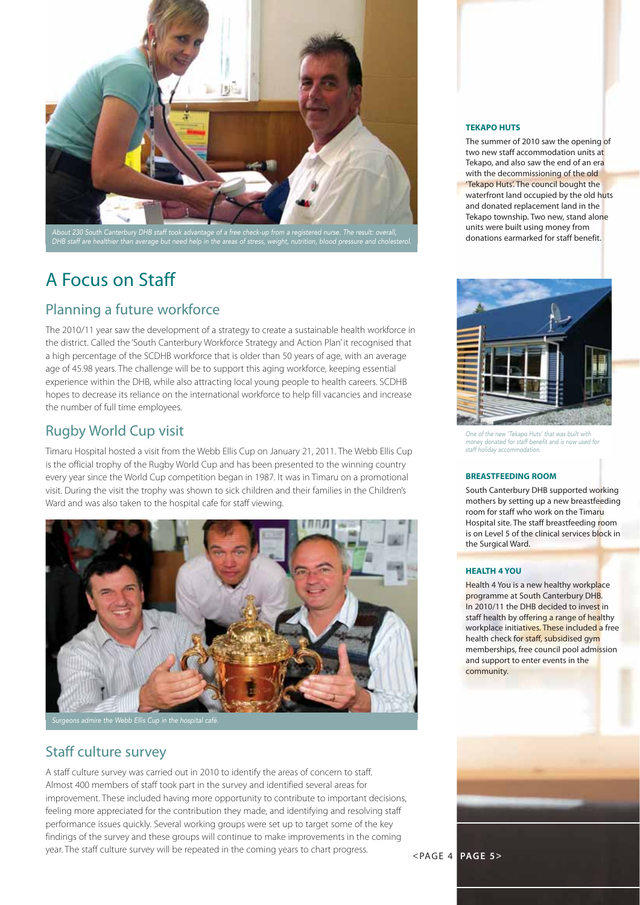About 230 South Canterbury DHB staff took advantage of a free check-up from a registered nurse. The result: overall, DHB staff are healthier than average but need help in the areas of stress, weight, nutrition, blood pressure and cholesterol.

# A Focus on Staff

## Planning a future workforce

The 2010/11 year saw the development of a strategy to create a sustainable health workforce in the district. Called the 'South Canterbury Workforce Strategy and Action Plan' it recognised that a high percentage of the SCDHB workforce that is older than 50 years of age, with an average age of 45.98 years. The challenge will be to support this aging workforce, keeping essential experience within the DHB, while also attracting local young people to health careers. SCDHB hopes to decrease its reliance on the international workforce to help fill vacancies and increase the number of full time employees.

## Rugby World Cup visit

Timaru Hospital hosted a visit from the Webb Ellis Cup on January 21, 2011. The Webb Ellis Cup is the official trophy of the Rugby World Cup and has been presented to the winning country every year since the World Cup competition began in 1987. It was in Timaru on a promotional visit. During the visit the trophy was shown to sick children and their families in the Children's Ward and was also taken to the hospital cafe for staff viewing.

Surgeons admire the Webb Ellis Cup in the hospital café.

## Staff culture survey

A staff culture survey was carried out in 2010 to identify the areas of concern to staff. Almost 400 members of staff took part in the survey and identified several areas for improvement. These included having more opportunity to contribute to important decisions, feeling more appreciated for the contribution they made, and identifying and resolving staff performance issues quickly. Several working groups were set up to target some of the key findings of the survey and these groups will continue to make improvements in the coming year. The staff culture survey will be repeated in the coming years to chart progress.

### TEKAPO HUTS

The summer of 2010 saw the opening of two new staff accommodation units at Tekapo, and also saw the end of an era with the decommissioning of the old 'Tekapo Huts'. The council bought the waterfront land occupied by the old huts and donated replacement land in the Tekapo township. Two new, stand alone units were built using money from donations earmarked for staff benefit.

One of the new 'Tekapo Huts' that was built with money donated for staff benefit and is now used for staff holiday accommodation.

### BREASTFEEDING ROOM

South Canterbury DHB supported working mothers by setting up a new breastfeeding room for staff who work on the Timaru Hospital site. The staff breastfeeding room is on Level 5 of the clinical services block in the Surgical Ward.

### HEALTH 4 YOU

Health 4 You is a new healthy workplace programme at South Canterbury DHB. In 2010/11 the DHB decided to invest in staff health by offering a range of healthy workplace initiatives. These included a free health check for staff, subsidised gym memberships, free council pool admission and support to enter events in the community.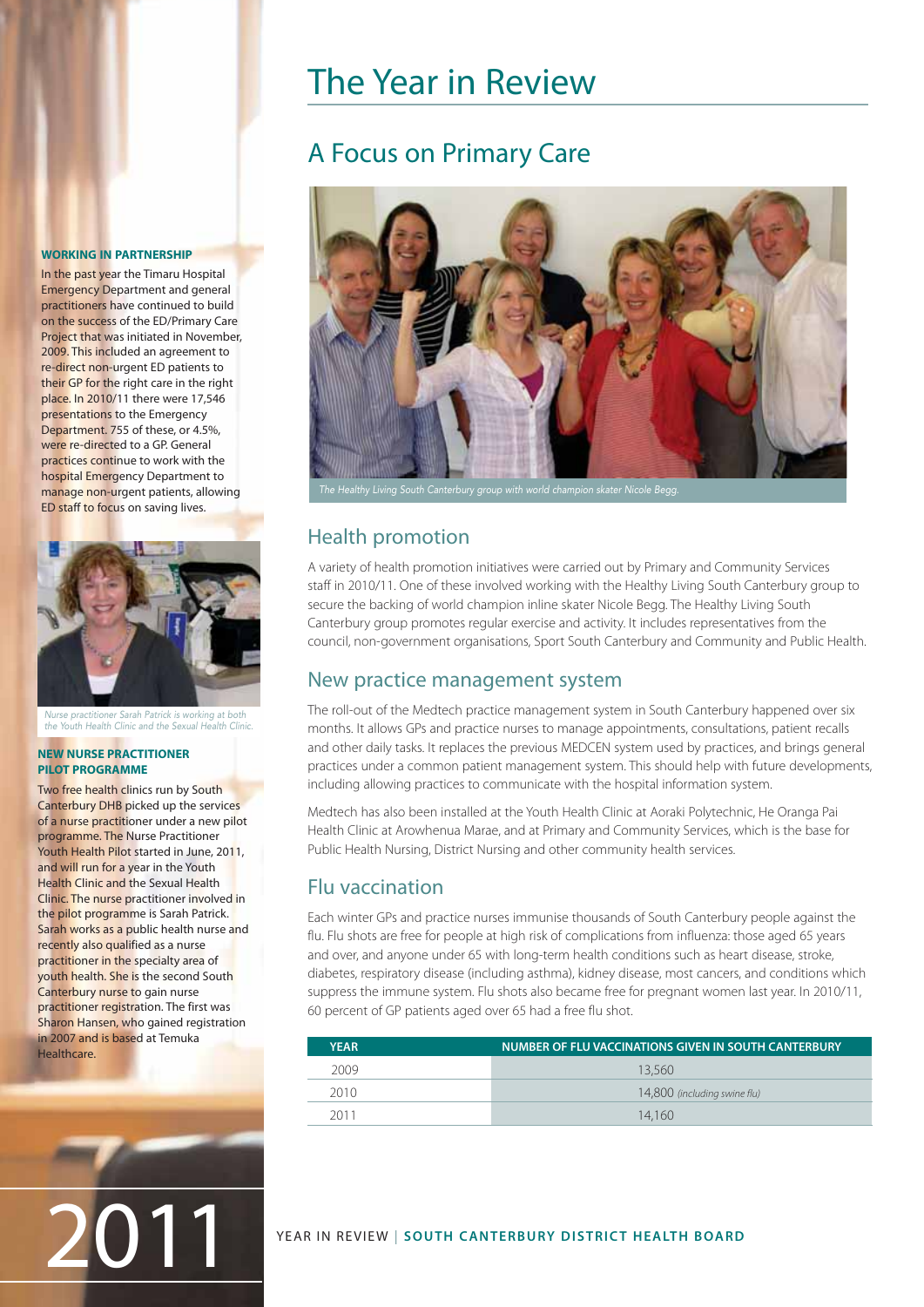# The Year in Review

## A Focus on Primary Care

*The Healthy Living South Canterbury group with world champion skater Nicole Begg.*

### Health promotion

A variety of health promotion initiatives were carried out by Primary and Community Services staff in 2010/11. One of these involved working with the Healthy Living South Canterbury group to secure the backing of world champion inline skater Nicole Begg. The Healthy Living South Canterbury group promotes regular exercise and activity. It includes representatives from the council, non-government organisations, Sport South Canterbury and Community and Public Health.

### New practice management system

The roll-out of the Medtech practice management system in South Canterbury happened over six months. It allows GPs and practice nurses to manage appointments, consultations, patient recalls and other daily tasks. It replaces the previous MEDCEN system used by practices, and brings general practices under a common patient management system. This should help with future developments, including allowing practices to communicate with the hospital information system.

Medtech has also been installed at the Youth Health Clinic at Aoraki Polytechnic, He Oranga Pai Health Clinic at Arowhenua Marae, and at Primary and Community Services, which is the base for Public Health Nursing, District Nursing and other community health services.

### Flu vaccination

Each winter GPs and practice nurses immunise thousands of South Canterbury people against the flu. Flu shots are free for people at high risk of complications from influenza: those aged 65 years and over, and anyone under 65 with long-term health conditions such as heart disease, stroke, diabetes, respiratory disease (including asthma), kidney disease, most cancers, and conditions which suppress the immune system. Flu shots also became free for pregnant women last year. In 2010/11, 60 percent of GP patients aged over 65 had a free flu shot.

| YEAR | NUMBER OF FLU VACCINATIONS GIVEN IN SOUTH CANTERBURY |
|---|---|
| 2009 | 13,560 |
| 2010 | 14,800 *(including swine flu)* |
| 2011 | 14,160 |

**WORKING IN PARTNERSHIP**

In the past year the Timaru Hospital Emergency Department and general practitioners have continued to build on the success of the ED/Primary Care Project that was initiated in November, 2009. This included an agreement to re-direct non-urgent ED patients to their GP for the right care in the right place. In 2010/11 there were 17,546 presentations to the Emergency Department. 755 of these, or 4.5%, were re-directed to a GP. General practices continue to work with the hospital Emergency Department to manage non-urgent patients, allowing ED staff to focus on saving lives.

*Nurse practitioner Sarah Patrick is working at both the Youth Health Clinic and the Sexual Health Clinic.*

**NEW NURSE PRACTITIONER PILOT PROGRAMME**

Two free health clinics run by South Canterbury DHB picked up the services of a nurse practitioner under a new pilot programme. The Nurse Practitioner Youth Health Pilot started in June, 2011, and will run for a year in the Youth Health Clinic and the Sexual Health Clinic. The nurse practitioner involved in the pilot programme is Sarah Patrick. Sarah works as a public health nurse and recently also qualified as a nurse practitioner in the specialty area of youth health. She is the second South Canterbury nurse to gain nurse practitioner registration. The first was Sharon Hansen, who gained registration in 2007 and is based at Temuka Healthcare.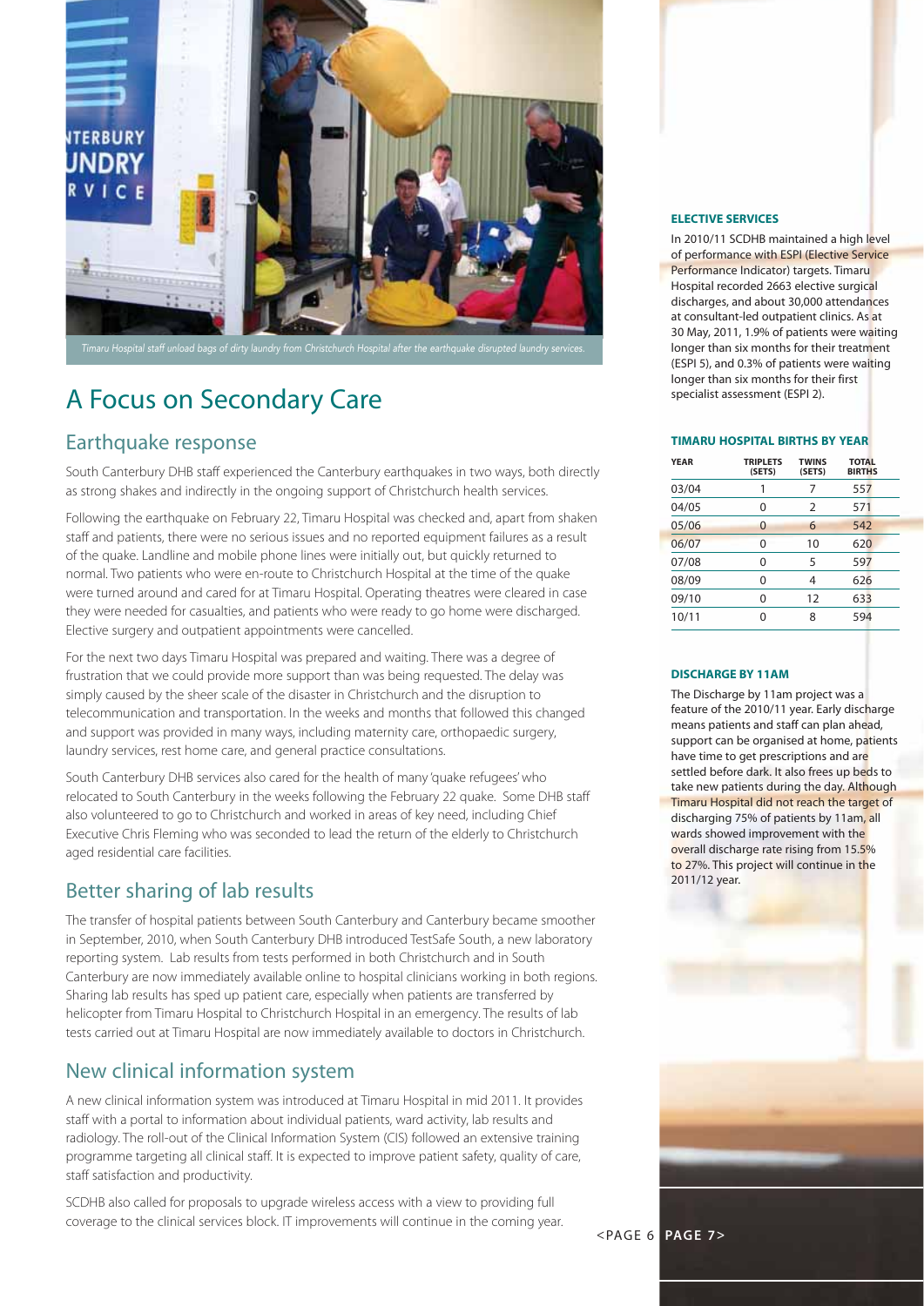*Timaru Hospital staff unload bags of dirty laundry from Christchurch Hospital after the earthquake disrupted laundry services.*

# A Focus on Secondary Care

## Earthquake response

South Canterbury DHB staff experienced the Canterbury earthquakes in two ways, both directly as strong shakes and indirectly in the ongoing support of Christchurch health services.

Following the earthquake on February 22, Timaru Hospital was checked and, apart from shaken staff and patients, there were no serious issues and no reported equipment failures as a result of the quake. Landline and mobile phone lines were initially out, but quickly returned to normal. Two patients who were en-route to Christchurch Hospital at the time of the quake were turned around and cared for at Timaru Hospital. Operating theatres were cleared in case they were needed for casualties, and patients who were ready to go home were discharged. Elective surgery and outpatient appointments were cancelled.

For the next two days Timaru Hospital was prepared and waiting. There was a degree of frustration that we could provide more support than was being requested. The delay was simply caused by the sheer scale of the disaster in Christchurch and the disruption to telecommunication and transportation. In the weeks and months that followed this changed and support was provided in many ways, including maternity care, orthopaedic surgery, laundry services, rest home care, and general practice consultations.

South Canterbury DHB services also cared for the health of many 'quake refugees' who relocated to South Canterbury in the weeks following the February 22 quake. Some DHB staff also volunteered to go to Christchurch and worked in areas of key need, including Chief Executive Chris Fleming who was seconded to lead the return of the elderly to Christchurch aged residential care facilities.

## Better sharing of lab results

The transfer of hospital patients between South Canterbury and Canterbury became smoother in September, 2010, when South Canterbury DHB introduced TestSafe South, a new laboratory reporting system. Lab results from tests performed in both Christchurch and in South Canterbury are now immediately available online to hospital clinicians working in both regions. Sharing lab results has sped up patient care, especially when patients are transferred by helicopter from Timaru Hospital to Christchurch Hospital in an emergency. The results of lab tests carried out at Timaru Hospital are now immediately available to doctors in Christchurch.

## New clinical information system

A new clinical information system was introduced at Timaru Hospital in mid 2011. It provides staff with a portal to information about individual patients, ward activity, lab results and radiology. The roll-out of the Clinical Information System (CIS) followed an extensive training programme targeting all clinical staff. It is expected to improve patient safety, quality of care, staff satisfaction and productivity.

SCDHB also called for proposals to upgrade wireless access with a view to providing full coverage to the clinical services block. IT improvements will continue in the coming year.

### ELECTIVE SERVICES

In 2010/11 SCDHB maintained a high level of performance with ESPI (Elective Service Performance Indicator) targets. Timaru Hospital recorded 2663 elective surgical discharges, and about 30,000 attendances at consultant-led outpatient clinics. As at 30 May, 2011, 1.9% of patients were waiting longer than six months for their treatment (ESPI 5), and 0.3% of patients were waiting longer than six months for their first specialist assessment (ESPI 2).

### TIMARU HOSPITAL BIRTHS BY YEAR

| YEAR | TRIPLETS (SETS) | TWINS (SETS) | TOTAL BIRTHS |
|---|---|---|---|
| 03/04 | 1 | 7 | 557 |
| 04/05 | 0 | 2 | 571 |
| 05/06 | 0 | 6 | 542 |
| 06/07 | 0 | 10 | 620 |
| 07/08 | 0 | 5 | 597 |
| 08/09 | 0 | 4 | 626 |
| 09/10 | 0 | 12 | 633 |
| 10/11 | 0 | 8 | 594 |

### DISCHARGE BY 11AM

The Discharge by 11am project was a feature of the 2010/11 year. Early discharge means patients and staff can plan ahead, support can be organised at home, patients have time to get prescriptions and are settled before dark. It also frees up beds to take new patients during the day. Although Timaru Hospital did not reach the target of discharging 75% of patients by 11am, all wards showed improvement with the overall discharge rate rising from 15.5% to 27%. This project will continue in the 2011/12 year.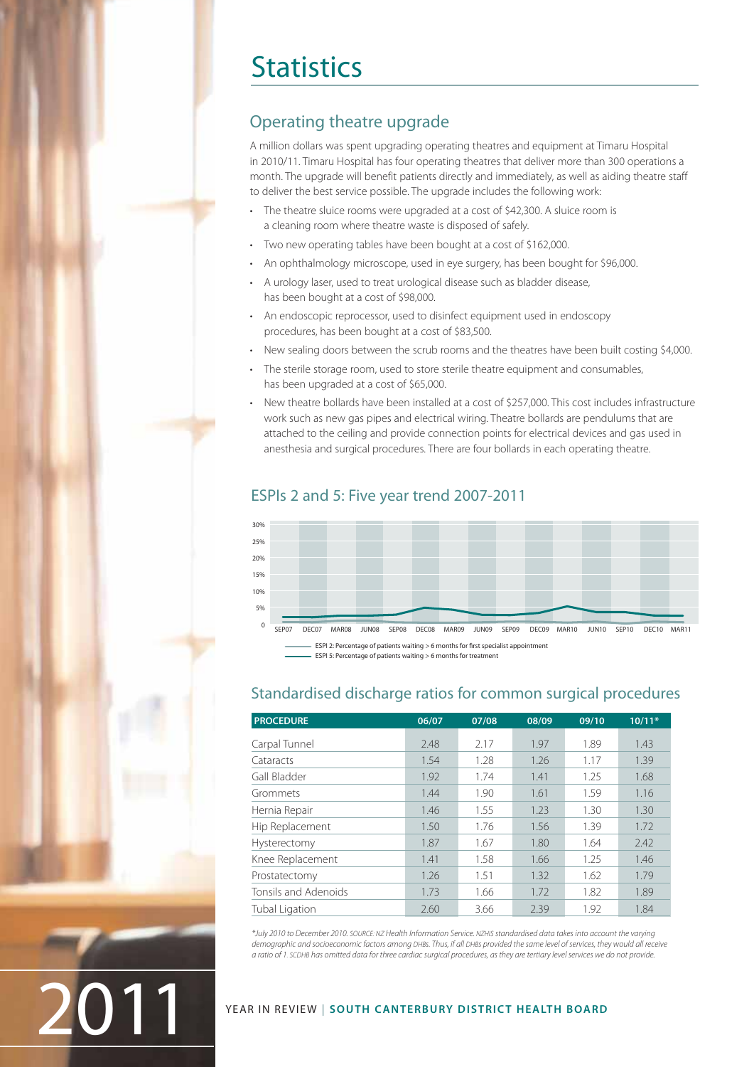# Statistics

## Operating theatre upgrade

A million dollars was spent upgrading operating theatres and equipment at Timaru Hospital in 2010/11. Timaru Hospital has four operating theatres that deliver more than 300 operations a month. The upgrade will benefit patients directly and immediately, as well as aiding theatre staff to deliver the best service possible. The upgrade includes the following work:

- The theatre sluice rooms were upgraded at a cost of $42,300. A sluice room is a cleaning room where theatre waste is disposed of safely.
- Two new operating tables have been bought at a cost of $162,000.
- An ophthalmology microscope, used in eye surgery, has been bought for $96,000.
- A urology laser, used to treat urological disease such as bladder disease, has been bought at a cost of $98,000.
- An endoscopic reprocessor, used to disinfect equipment used in endoscopy procedures, has been bought at a cost of $83,500.
- New sealing doors between the scrub rooms and the theatres have been built costing $4,000.
- The sterile storage room, used to store sterile theatre equipment and consumables, has been upgraded at a cost of $65,000.
- New theatre bollards have been installed at a cost of $257,000. This cost includes infrastructure work such as new gas pipes and electrical wiring. Theatre bollards are pendulums that are attached to the ceiling and provide connection points for electrical devices and gas used in anesthesia and surgical procedures. There are four bollards in each operating theatre.

## ESPIs 2 and 5: Five year trend 2007-2011

ESPI 2: Percentage of patients waiting > 6 months for first specialist appointment
ESPI 5: Percentage of patients waiting > 6 months for treatment

## Standardised discharge ratios for common surgical procedures

| PROCEDURE | 06/07 | 07/08 | 08/09 | 09/10 | 10/11* |
|---|---|---|---|---|---|
| Carpal Tunnel | 2.48 | 2.17 | 1.97 | 1.89 | 1.43 |
| Cataracts | 1.54 | 1.28 | 1.26 | 1.17 | 1.39 |
| Gall Bladder | 1.92 | 1.74 | 1.41 | 1.25 | 1.68 |
| Grommets | 1.44 | 1.90 | 1.61 | 1.59 | 1.16 |
| Hernia Repair | 1.46 | 1.55 | 1.23 | 1.30 | 1.30 |
| Hip Replacement | 1.50 | 1.76 | 1.56 | 1.39 | 1.72 |
| Hysterectomy | 1.87 | 1.67 | 1.80 | 1.64 | 2.42 |
| Knee Replacement | 1.41 | 1.58 | 1.66 | 1.25 | 1.46 |
| Prostatectomy | 1.26 | 1.51 | 1.32 | 1.62 | 1.79 |
| Tonsils and Adenoids | 1.73 | 1.66 | 1.72 | 1.82 | 1.89 |
| Tubal Ligation | 2.60 | 3.66 | 2.39 | 1.92 | 1.84 |

*\*July 2010 to December 2010. SOURCE: NZ Health Information Service. NZHIS standardised data takes into account the varying demographic and socioeconomic factors among DHBs. Thus, if all DHBs provided the same level of services, they would all receive a ratio of 1. SCDHB has omitted data for three cardiac surgical procedures, as they are tertiary level services we do not provide.*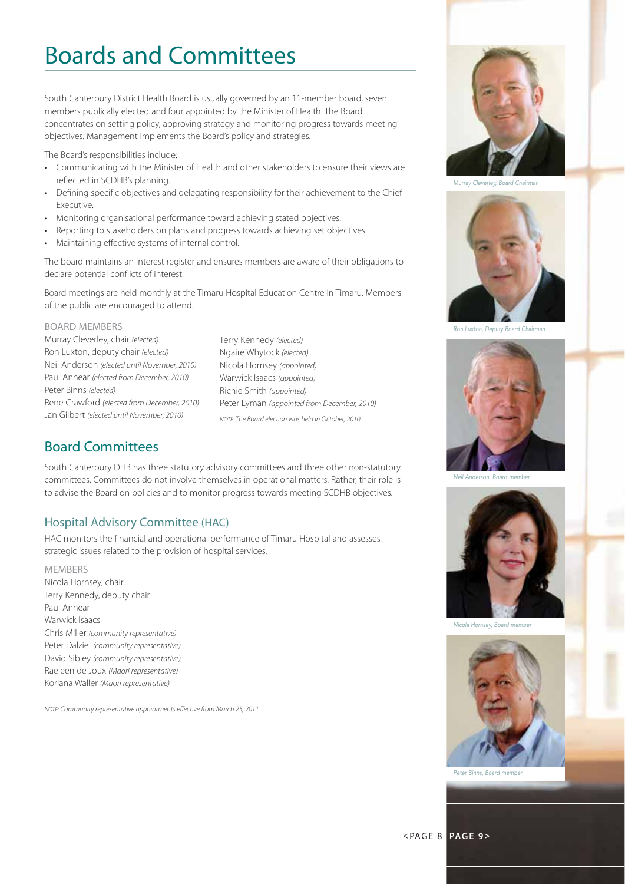# Boards and Committees

South Canterbury District Health Board is usually governed by an 11-member board, seven members publically elected and four appointed by the Minister of Health. The Board concentrates on setting policy, approving strategy and monitoring progress towards meeting objectives. Management implements the Board's policy and strategies.

The Board's responsibilities include:

- Communicating with the Minister of Health and other stakeholders to ensure their views are reflected in SCDHB's planning.
- Defining specific objectives and delegating responsibility for their achievement to the Chief Executive.
- Monitoring organisational performance toward achieving stated objectives.
- Reporting to stakeholders on plans and progress towards achieving set objectives.
- Maintaining effective systems of internal control.

The board maintains an interest register and ensures members are aware of their obligations to declare potential conflicts of interest.

Board meetings are held monthly at the Timaru Hospital Education Centre in Timaru. Members of the public are encouraged to attend.

BOARD MEMBERS

Murray Cleverley, chair *(elected)*
Ron Luxton, deputy chair *(elected)*
Neil Anderson *(elected until November, 2010)*
Paul Annear *(elected from December, 2010)*
Peter Binns *(elected)*
Rene Crawford *(elected from December, 2010)*
Jan Gilbert *(elected until November, 2010)*
Terry Kennedy *(elected)*
Ngaire Whytock *(elected)*
Nicola Hornsey *(appointed)*
Warwick Isaacs *(appointed)*
Richie Smith *(appointed)*
Peter Lyman *(appointed from December, 2010)*

*NOTE: The Board election was held in October, 2010.*

## Board Committees

South Canterbury DHB has three statutory advisory committees and three other non-statutory committees. Committees do not involve themselves in operational matters. Rather, their role is to advise the Board on policies and to monitor progress towards meeting SCDHB objectives.

### Hospital Advisory Committee (HAC)

HAC monitors the financial and operational performance of Timaru Hospital and assesses strategic issues related to the provision of hospital services.

MEMBERS

Nicola Hornsey, chair
Terry Kennedy, deputy chair
Paul Annear
Warwick Isaacs
Chris Miller *(community representative)*
Peter Dalziel *(community representative)*
David Sibley *(community representative)*
Raeleen de Joux *(Maori representative)*
Koriana Waller *(Maori representative)*

*NOTE: Community representative appointments effective from March 25, 2011.*

*Murray Cleverley, Board Chairman*

*Ron Luxton, Deputy Board Chairman*

*Neil Anderson, Board member*

*Nicola Hornsey, Board member*

*Peter Binns, Board member*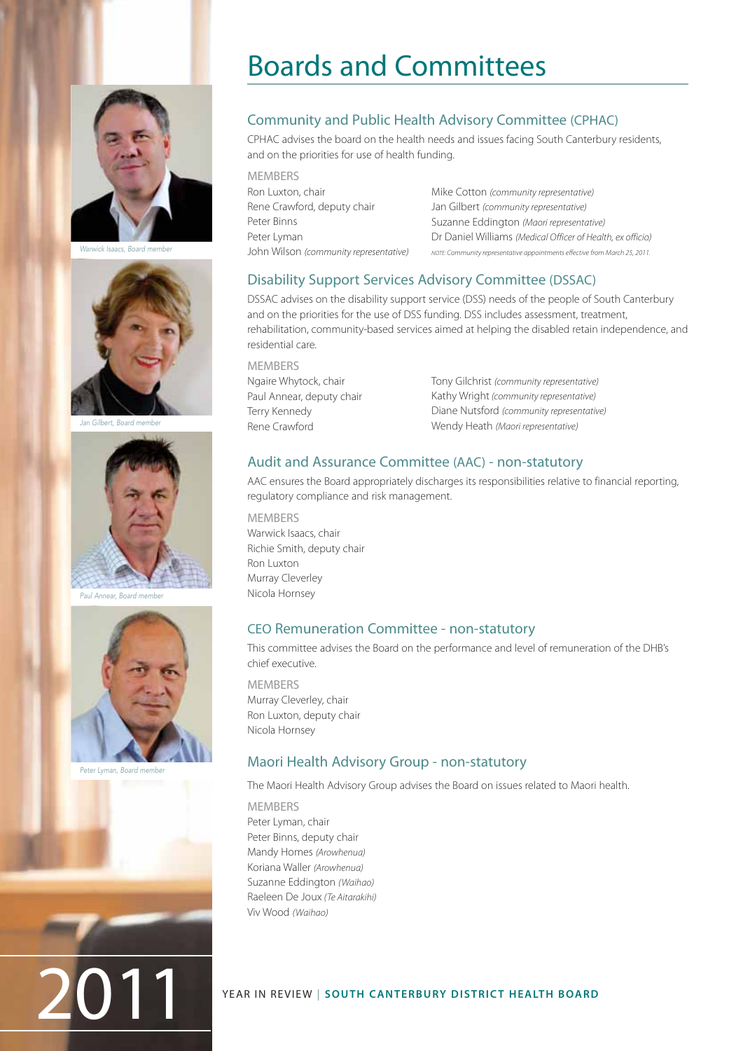# Boards and Committees

## Community and Public Health Advisory Committee (CPHAC)

CPHAC advises the board on the health needs and issues facing South Canterbury residents, and on the priorities for use of health funding.

MEMBERS

Ron Luxton, chair
Rene Crawford, deputy chair
Peter Binns
Peter Lyman
John Wilson *(community representative)*
Mike Cotton *(community representative)*
Jan Gilbert *(community representative)*
Suzanne Eddington *(Maori representative)*
Dr Daniel Williams *(Medical Officer of Health, ex officio)*

*NOTE: Community representative appointments effective from March 25, 2011.*

## Disability Support Services Advisory Committee (DSSAC)

DSSAC advises on the disability support service (DSS) needs of the people of South Canterbury and on the priorities for the use of DSS funding. DSS includes assessment, treatment, rehabilitation, community-based services aimed at helping the disabled retain independence, and residential care.

MEMBERS

Ngaire Whytock, chair
Paul Annear, deputy chair
Terry Kennedy
Rene Crawford
Tony Gilchrist *(community representative)*
Kathy Wright *(community representative)*
Diane Nutsford *(community representative)*
Wendy Heath *(Maori representative)*

## Audit and Assurance Committee (AAC) - non-statutory

AAC ensures the Board appropriately discharges its responsibilities relative to financial reporting, regulatory compliance and risk management.

MEMBERS

Warwick Isaacs, chair
Richie Smith, deputy chair
Ron Luxton
Murray Cleverley
Nicola Hornsey

## CEO Remuneration Committee - non-statutory

This committee advises the Board on the performance and level of remuneration of the DHB's chief executive.

MEMBERS

Murray Cleverley, chair
Ron Luxton, deputy chair
Nicola Hornsey

## Maori Health Advisory Group - non-statutory

The Maori Health Advisory Group advises the Board on issues related to Maori health.

MEMBERS

Peter Lyman, chair
Peter Binns, deputy chair
Mandy Homes *(Arowhenua)*
Koriana Waller *(Arowhenua)*
Suzanne Eddington *(Waihao)*
Raeleen De Joux *(Te Aitarakihi)*
Viv Wood *(Waihao)*

*Warwick Isaacs, Board member*

*Jan Gilbert, Board member*

*Paul Annear, Board member*

*Peter Lyman, Board member*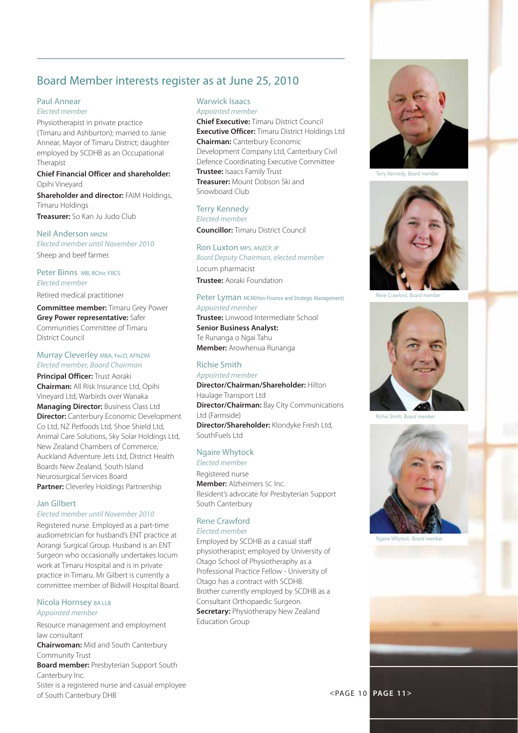## Board Member interests register as at June 25, 2010

### Paul Annear
*Elected member*

Physiotherapist in private practice (Timaru and Ashburton); married to Janie Annear, Mayor of Timaru District; daughter employed by SCDHB as an Occupational Therapist

**Chief Financial Officer and shareholder:** Opihi Vineyard

**Shareholder and director:** FAIM Holdings, Timaru Holdings

**Treasurer:** So Kan Ju Judo Club

### Neil Anderson MNZM
*Elected member until November 2010*

Sheep and beef farmer.

### Peter Binns MB, BChir, FRCS
*Elected member*

Retired medical practitioner

**Committee member:** Timaru Grey Power

**Grey Power representative:** Safer Communities Committee of Timaru District Council

### Murray Cleverley MBA, FecD, AFNZIM
*Elected member, Board Chairman*

**Principal Officer:** Trust Aoraki

**Chairman:** All Risk Insurance Ltd, Opihi Vineyard Ltd, Warbirds over Wanaka

**Managing Director:** Business Class Ltd

**Director:** Canterbury Economic Development Co Ltd, NZ Petfoods Ltd, Shoe Shield Ltd, Animal Care Solutions, Sky Solar Holdings Ltd, New Zealand Chambers of Commerce, Auckland Adventure Jets Ltd, District Health Boards New Zealand, South Island Neurosurgical Services Board

**Partner:** Cleverley Holdings Partnership

### Jan Gilbert
*Elected member until November 2010*

Registered nurse. Employed as a part-time audiometrician for husband's ENT practice at Aorangi Surgical Group. Husband is an ENT Surgeon who occasionally undertakes locum work at Timaru Hospital and is in private practice in Timaru. Mr Gilbert is currently a committee member of Bidwill Hospital Board.

### Nicola Hornsey BA LLB
*Appointed member*

Resource management and employment law consultant

**Chairwoman:** Mid and South Canterbury Community Trust

**Board member:** Presbyterian Support South Canterbury Inc.

Sister is a registered nurse and casual employee of South Canterbury DHB

### Warwick Isaacs
*Appointed member*

**Chief Executive:** Timaru District Council

**Executive Officer:** Timaru District Holdings Ltd

**Chairman:** Canterbury Economic Development Company Ltd, Canterbury Civil Defence Coordinating Executive Committee

**Trustee:** Isaacs Family Trust

**Treasurer:** Mount Dobson Ski and Snowboard Club

### Terry Kennedy
*Elected member*

**Councillor:** Timaru District Council

### Ron Luxton MPS, ANZCP, JP
*Board Deputy Chairman, elected member*

Locum pharmacist

**Trustee:** Aoraki Foundation

### Peter Lyman MCM(Hon-Finance and Strategic Management)
*Appointed member*

**Trustee:** Linwood Intermediate School

**Senior Business Analyst:** Te Runanga o Ngai Tahu

**Member:** Arowhenua Runanga

### Richie Smith
*Appointed member*

**Director/Chairman/Shareholder:** Hilton Haulage Transport Ltd

**Director/Chairman:** Bay City Communications Ltd (Farmside)

**Director/Shareholder:** Klondyke Fresh Ltd, SouthFuels Ltd

### Ngaire Whytock
*Elected member*

Registered nurse

**Member:** Alzheimers SC Inc.

Resident's advocate for Presbyterian Support South Canterbury

### Rene Crawford
*Elected member*

Employed by SCDHB as a casual staff physiotherapist; employed by University of Otago School of Physiotheraphy as a Professional Practice Fellow - University of Otago has a contract with SCDHB. Brother currently employed by SCDHB as a Consultant Orthopaedic Surgeon.

**Secretary:** Physiotherapy New Zealand Education Group

*Terry Kennedy, Board member*

*Rene Crawford, Board member*

*Richie Smith, Board member*

*Ngaire Whytock, Board member*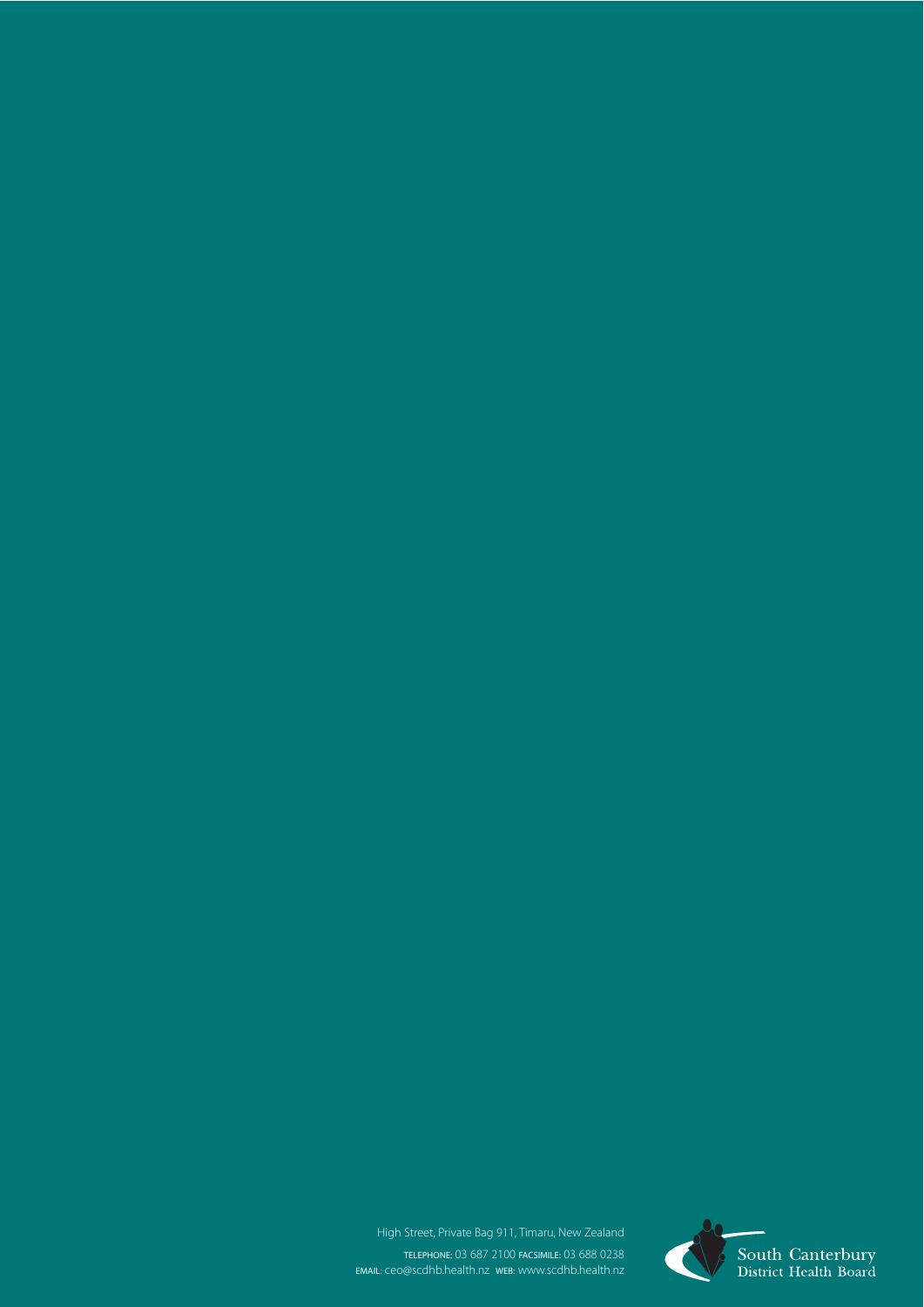High Street, Private Bag 911, Timaru, New Zealand

TELEPHONE: 03 687 2100 FACSIMILE: 03 688 0238
EMAIL: ceo@scdhb.health.nz WEB: www.scdhb.health.nz

South Canterbury
District Health Board